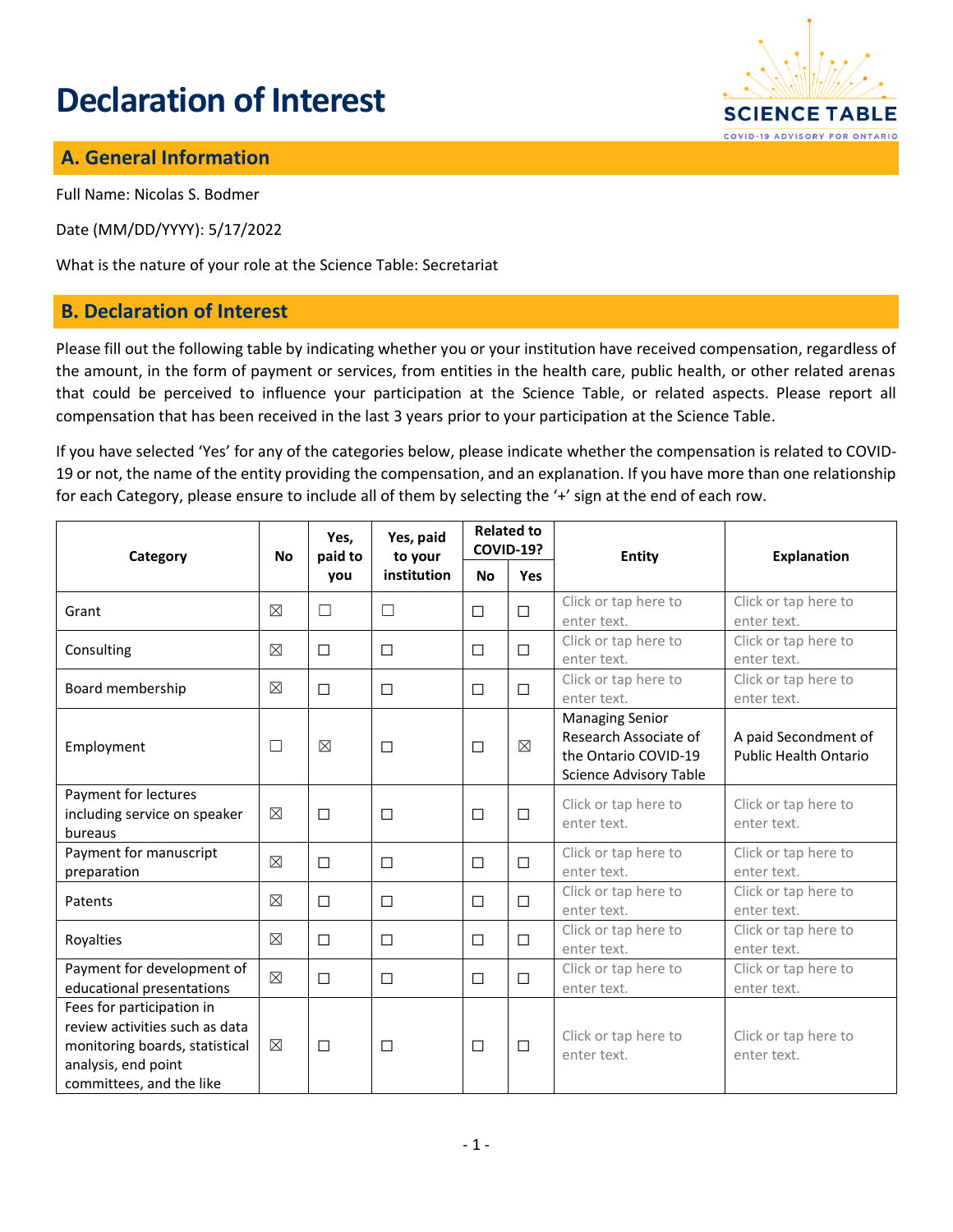# Declaration of Interest

## A. General Information

Full Name: Nicolas S. Bodmer

Date (MM/DD/YYYY): 5/17/2022

What is the nature of your role at the Science Table: Secretariat

## B. Declaration of Interest

Please fill out the following table by indicating whether you or your institution have received compensation, regardless of the amount, in the form of payment or services, from entities in the health care, public health, or other related arenas that could be perceived to influence your participation at the Science Table, or related aspects. Please report all compensation that has been received in the last 3 years prior to your participation at the Science Table.

If you have selected 'Yes' for any of the categories below, please indicate whether the compensation is related to COVID-19 or not, the name of the entity providing the compensation, and an explanation. If you have more than one relationship for each Category, please ensure to include all of them by selecting the '+' sign at the end of each row.

| Category | No | Yes, paid to you | Yes, paid to your institution | Related to COVID-19? | | Entity | Explanation |
|---|---|---|---|---|---|---|---|
| | | | | No | Yes | | |
| Grant | ☒ | ☐ | ☐ | ☐ | ☐ | Click or tap here to enter text. | Click or tap here to enter text. |
| Consulting | ☒ | ☐ | ☐ | ☐ | ☐ | Click or tap here to enter text. | Click or tap here to enter text. |
| Board membership | ☒ | ☐ | ☐ | ☐ | ☐ | Click or tap here to enter text. | Click or tap here to enter text. |
| Employment | ☐ | ☒ | ☐ | ☐ | ☒ | Managing Senior Research Associate of the Ontario COVID-19 Science Advisory Table | A paid Secondment of Public Health Ontario |
| Payment for lectures including service on speaker bureaus | ☒ | ☐ | ☐ | ☐ | ☐ | Click or tap here to enter text. | Click or tap here to enter text. |
| Payment for manuscript preparation | ☒ | ☐ | ☐ | ☐ | ☐ | Click or tap here to enter text. | Click or tap here to enter text. |
| Patents | ☒ | ☐ | ☐ | ☐ | ☐ | Click or tap here to enter text. | Click or tap here to enter text. |
| Royalties | ☒ | ☐ | ☐ | ☐ | ☐ | Click or tap here to enter text. | Click or tap here to enter text. |
| Payment for development of educational presentations | ☒ | ☐ | ☐ | ☐ | ☐ | Click or tap here to enter text. | Click or tap here to enter text. |
| Fees for participation in review activities such as data monitoring boards, statistical analysis, end point committees, and the like | ☒ | ☐ | ☐ | ☐ | ☐ | Click or tap here to enter text. | Click or tap here to enter text. |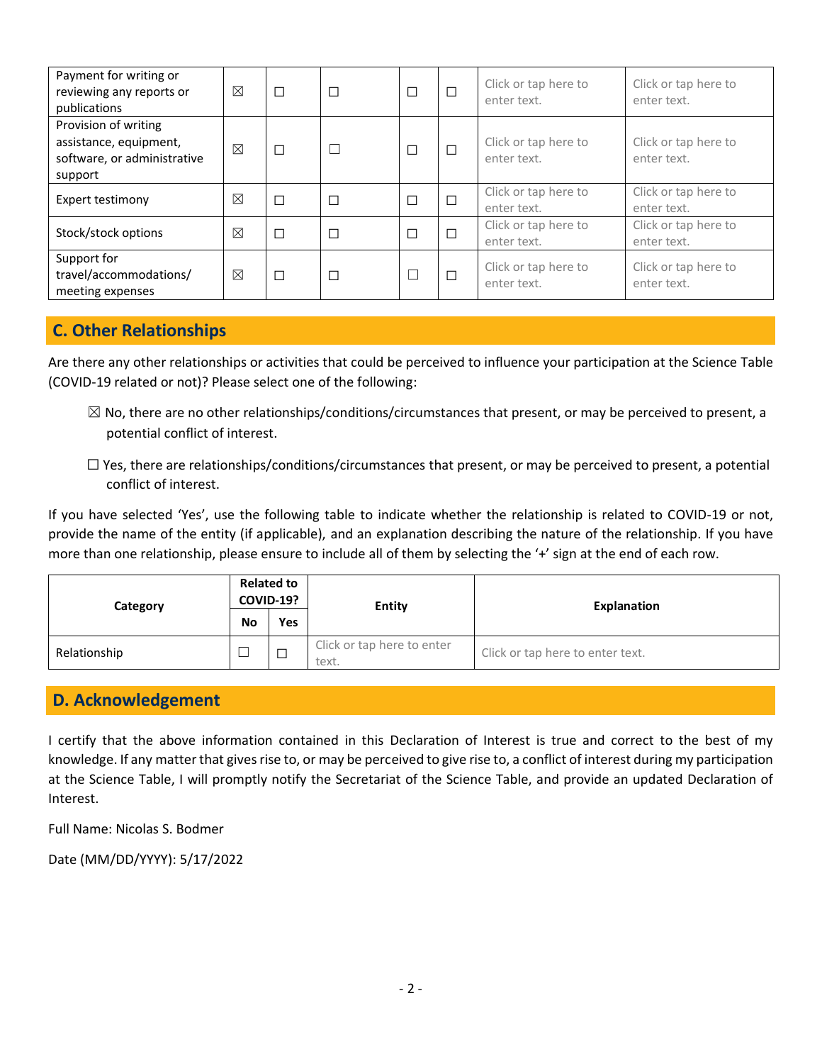| | | | | | | | |
|---|---|---|---|---|---|---|---|
| Payment for writing or reviewing any reports or publications | ☒ | ☐ | ☐ | ☐ | ☐ | Click or tap here to enter text. | Click or tap here to enter text. |
| Provision of writing assistance, equipment, software, or administrative support | ☒ | ☐ | ☐ | ☐ | ☐ | Click or tap here to enter text. | Click or tap here to enter text. |
| Expert testimony | ☒ | ☐ | ☐ | ☐ | ☐ | Click or tap here to enter text. | Click or tap here to enter text. |
| Stock/stock options | ☒ | ☐ | ☐ | ☐ | ☐ | Click or tap here to enter text. | Click or tap here to enter text. |
| Support for travel/accommodations/ meeting expenses | ☒ | ☐ | ☐ | ☐ | ☐ | Click or tap here to enter text. | Click or tap here to enter text. |

## C. Other Relationships

Are there any other relationships or activities that could be perceived to influence your participation at the Science Table (COVID-19 related or not)? Please select one of the following:

☒ No, there are no other relationships/conditions/circumstances that present, or may be perceived to present, a potential conflict of interest.

☐ Yes, there are relationships/conditions/circumstances that present, or may be perceived to present, a potential conflict of interest.

If you have selected 'Yes', use the following table to indicate whether the relationship is related to COVID-19 or not, provide the name of the entity (if applicable), and an explanation describing the nature of the relationship. If you have more than one relationship, please ensure to include all of them by selecting the '+' sign at the end of each row.

| Category | Related to COVID-19? | | Entity | Explanation |
|---|---|---|---|---|
| | No | Yes | | |
| Relationship | ☐ | ☐ | Click or tap here to enter text. | Click or tap here to enter text. |

## D. Acknowledgement

I certify that the above information contained in this Declaration of Interest is true and correct to the best of my knowledge. If any matter that gives rise to, or may be perceived to give rise to, a conflict of interest during my participation at the Science Table, I will promptly notify the Secretariat of the Science Table, and provide an updated Declaration of Interest.

Full Name: Nicolas S. Bodmer

Date (MM/DD/YYYY): 5/17/2022